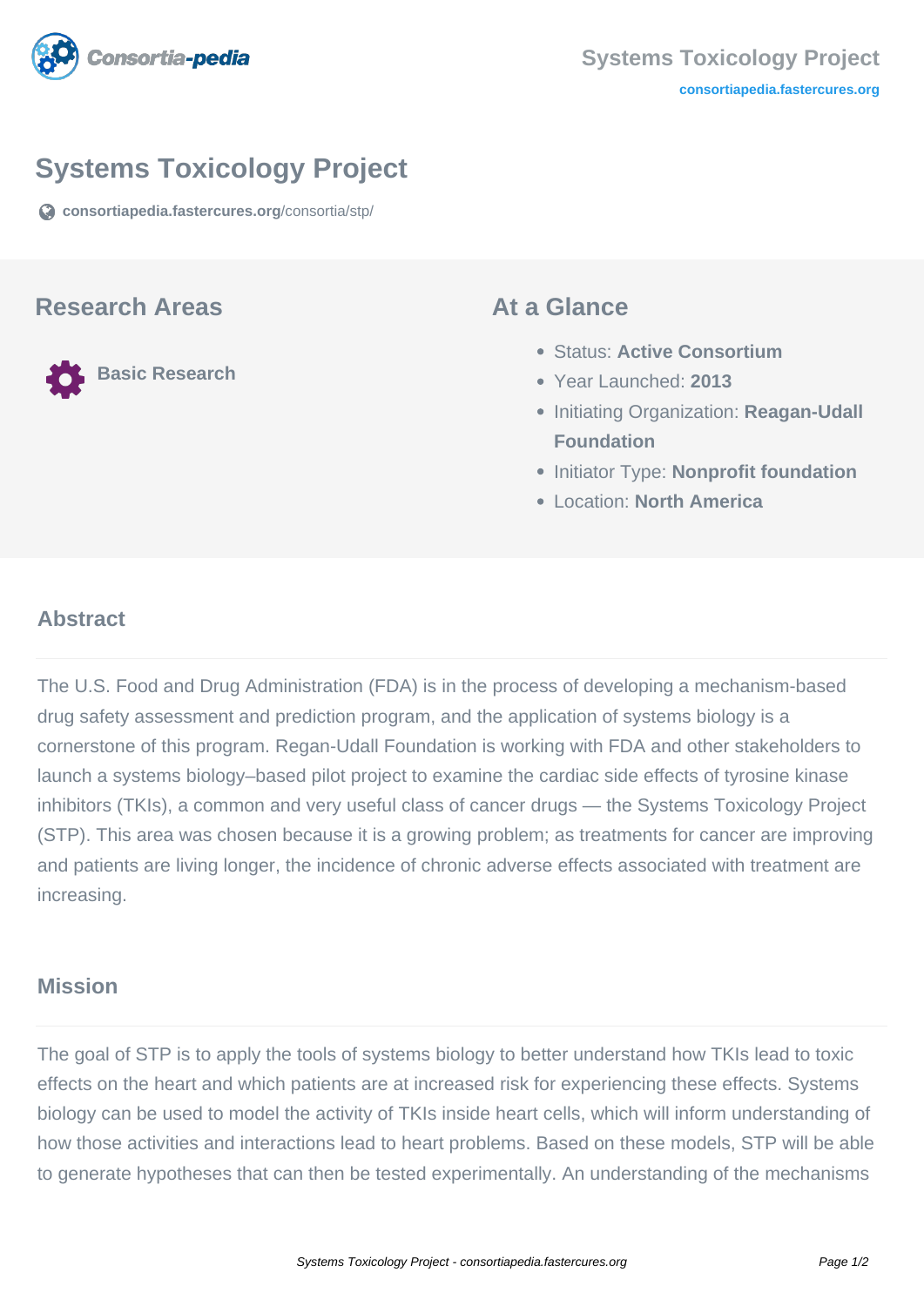# Systems Toxicology Project

consortiapedia.fastercures.org/consortia/stp/

## Research Areas

**Basic Research**

## At a Glance

- Status: **Active Consortium**
- Year Launched: **2013**
- Initiating Organization: **Reagan-Udall Foundation**
- Initiator Type: **Nonprofit foundation**
- Location: **North America**

## Abstract

The U.S. Food and Drug Administration (FDA) is in the process of developing a mechanism-based drug safety assessment and prediction program, and the application of systems biology is a cornerstone of this program. Regan-Udall Foundation is working with FDA and other stakeholders to launch a systems biology–based pilot project to examine the cardiac side effects of tyrosine kinase inhibitors (TKIs), a common and very useful class of cancer drugs — the Systems Toxicology Project (STP). This area was chosen because it is a growing problem; as treatments for cancer are improving and patients are living longer, the incidence of chronic adverse effects associated with treatment are increasing.

## Mission

The goal of STP is to apply the tools of systems biology to better understand how TKIs lead to toxic effects on the heart and which patients are at increased risk for experiencing these effects. Systems biology can be used to model the activity of TKIs inside heart cells, which will inform understanding of how those activities and interactions lead to heart problems. Based on these models, STP will be able to generate hypotheses that can then be tested experimentally. An understanding of the mechanisms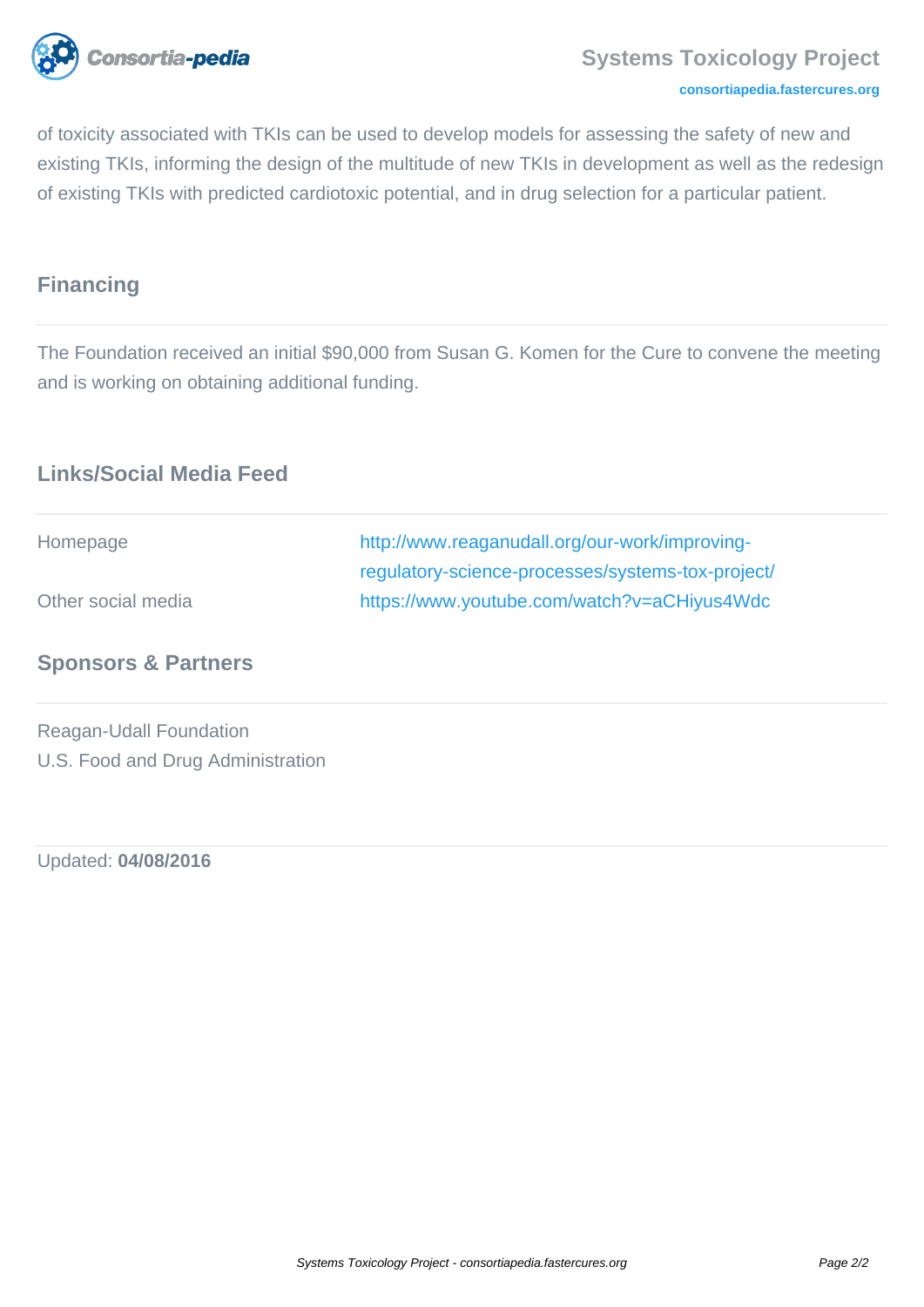of toxicity associated with TKIs can be used to develop models for assessing the safety of new and existing TKIs, informing the design of the multitude of new TKIs in development as well as the redesign of existing TKIs with predicted cardiotoxic potential, and in drug selection for a particular patient.

## Financing

The Foundation received an initial $90,000 from Susan G. Komen for the Cure to convene the meeting and is working on obtaining additional funding.

## Links/Social Media Feed

| | |
|---|---|
| Homepage | http://www.reaganudall.org/our-work/improving-regulatory-science-processes/systems-tox-project/ |
| Other social media | https://www.youtube.com/watch?v=aCHiyus4Wdc |

## Sponsors & Partners

Reagan-Udall Foundation
U.S. Food and Drug Administration

Updated: **04/08/2016**